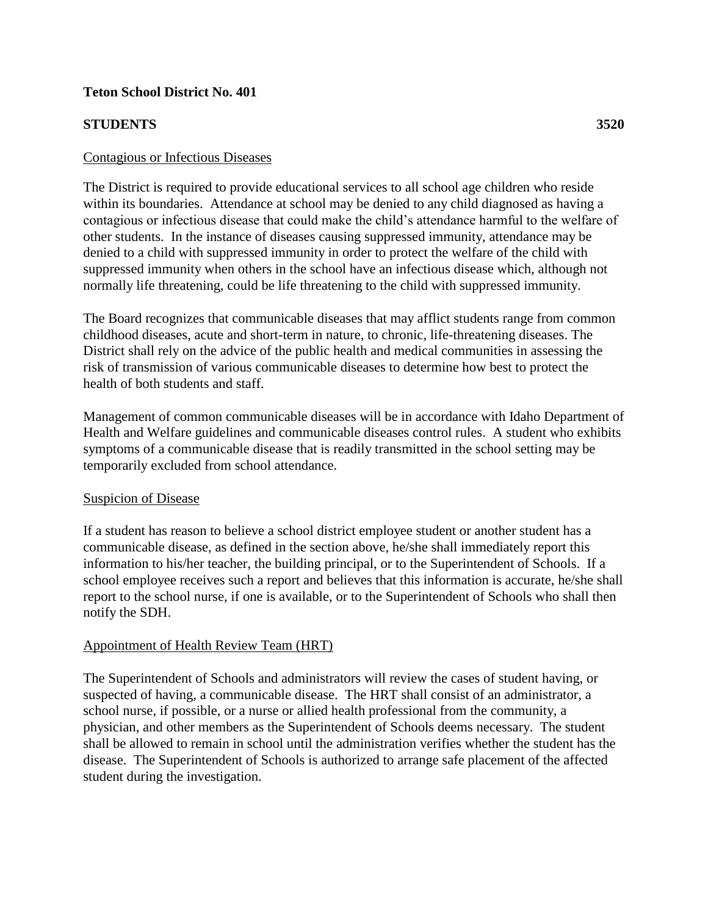**Teton School District No. 401**

**STUDENTS** **3520**

Contagious or Infectious Diseases

The District is required to provide educational services to all school age children who reside within its boundaries. Attendance at school may be denied to any child diagnosed as having a contagious or infectious disease that could make the child's attendance harmful to the welfare of other students. In the instance of diseases causing suppressed immunity, attendance may be denied to a child with suppressed immunity in order to protect the welfare of the child with suppressed immunity when others in the school have an infectious disease which, although not normally life threatening, could be life threatening to the child with suppressed immunity.

The Board recognizes that communicable diseases that may afflict students range from common childhood diseases, acute and short-term in nature, to chronic, life-threatening diseases. The District shall rely on the advice of the public health and medical communities in assessing the risk of transmission of various communicable diseases to determine how best to protect the health of both students and staff.

Management of common communicable diseases will be in accordance with Idaho Department of Health and Welfare guidelines and communicable diseases control rules. A student who exhibits symptoms of a communicable disease that is readily transmitted in the school setting may be temporarily excluded from school attendance.

Suspicion of Disease

If a student has reason to believe a school district employee student or another student has a communicable disease, as defined in the section above, he/she shall immediately report this information to his/her teacher, the building principal, or to the Superintendent of Schools. If a school employee receives such a report and believes that this information is accurate, he/she shall report to the school nurse, if one is available, or to the Superintendent of Schools who shall then notify the SDH.

Appointment of Health Review Team (HRT)

The Superintendent of Schools and administrators will review the cases of student having, or suspected of having, a communicable disease. The HRT shall consist of an administrator, a school nurse, if possible, or a nurse or allied health professional from the community, a physician, and other members as the Superintendent of Schools deems necessary. The student shall be allowed to remain in school until the administration verifies whether the student has the disease. The Superintendent of Schools is authorized to arrange safe placement of the affected student during the investigation.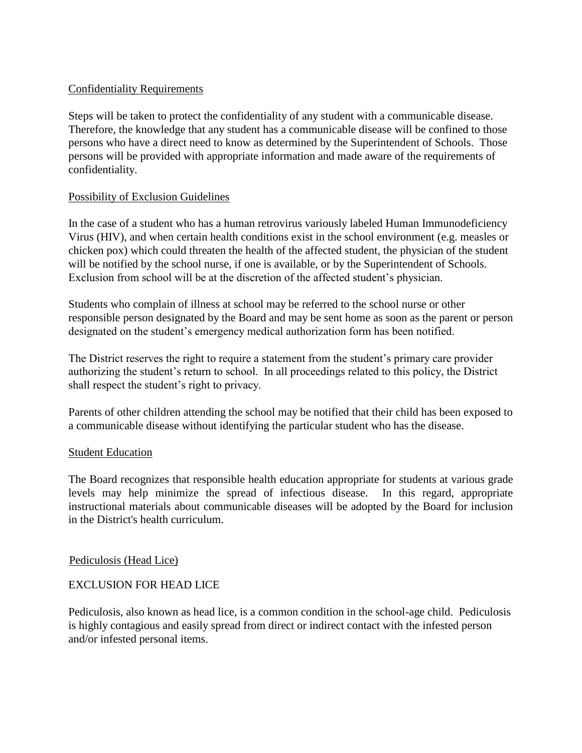Confidentiality Requirements

Steps will be taken to protect the confidentiality of any student with a communicable disease. Therefore, the knowledge that any student has a communicable disease will be confined to those persons who have a direct need to know as determined by the Superintendent of Schools. Those persons will be provided with appropriate information and made aware of the requirements of confidentiality.

Possibility of Exclusion Guidelines

In the case of a student who has a human retrovirus variously labeled Human Immunodeficiency Virus (HIV), and when certain health conditions exist in the school environment (e.g. measles or chicken pox) which could threaten the health of the affected student, the physician of the student will be notified by the school nurse, if one is available, or by the Superintendent of Schools. Exclusion from school will be at the discretion of the affected student's physician.

Students who complain of illness at school may be referred to the school nurse or other responsible person designated by the Board and may be sent home as soon as the parent or person designated on the student's emergency medical authorization form has been notified.

The District reserves the right to require a statement from the student's primary care provider authorizing the student's return to school. In all proceedings related to this policy, the District shall respect the student's right to privacy.

Parents of other children attending the school may be notified that their child has been exposed to a communicable disease without identifying the particular student who has the disease.

Student Education

The Board recognizes that responsible health education appropriate for students at various grade levels may help minimize the spread of infectious disease. In this regard, appropriate instructional materials about communicable diseases will be adopted by the Board for inclusion in the District's health curriculum.

Pediculosis (Head Lice)

EXCLUSION FOR HEAD LICE

Pediculosis, also known as head lice, is a common condition in the school-age child. Pediculosis is highly contagious and easily spread from direct or indirect contact with the infested person and/or infested personal items.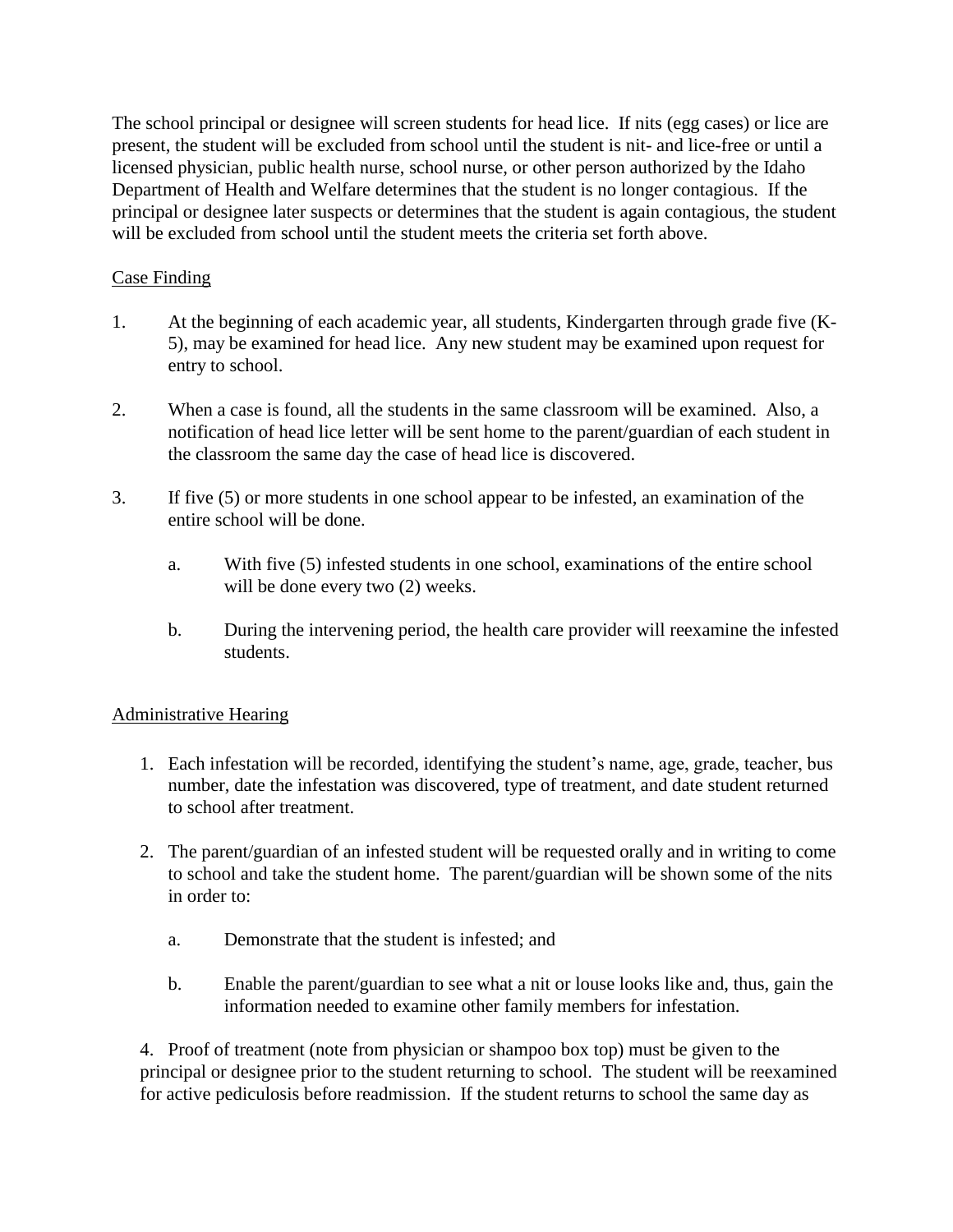The school principal or designee will screen students for head lice. If nits (egg cases) or lice are present, the student will be excluded from school until the student is nit- and lice-free or until a licensed physician, public health nurse, school nurse, or other person authorized by the Idaho Department of Health and Welfare determines that the student is no longer contagious. If the principal or designee later suspects or determines that the student is again contagious, the student will be excluded from school until the student meets the criteria set forth above.

Case Finding

1. At the beginning of each academic year, all students, Kindergarten through grade five (K-5), may be examined for head lice. Any new student may be examined upon request for entry to school.

2. When a case is found, all the students in the same classroom will be examined. Also, a notification of head lice letter will be sent home to the parent/guardian of each student in the classroom the same day the case of head lice is discovered.

3. If five (5) or more students in one school appear to be infested, an examination of the entire school will be done.

    a. With five (5) infested students in one school, examinations of the entire school will be done every two (2) weeks.

    b. During the intervening period, the health care provider will reexamine the infested students.

Administrative Hearing

1. Each infestation will be recorded, identifying the student's name, age, grade, teacher, bus number, date the infestation was discovered, type of treatment, and date student returned to school after treatment.

2. The parent/guardian of an infested student will be requested orally and in writing to come to school and take the student home. The parent/guardian will be shown some of the nits in order to:

    a. Demonstrate that the student is infested; and

    b. Enable the parent/guardian to see what a nit or louse looks like and, thus, gain the information needed to examine other family members for infestation.

4. Proof of treatment (note from physician or shampoo box top) must be given to the principal or designee prior to the student returning to school. The student will be reexamined for active pediculosis before readmission. If the student returns to school the same day as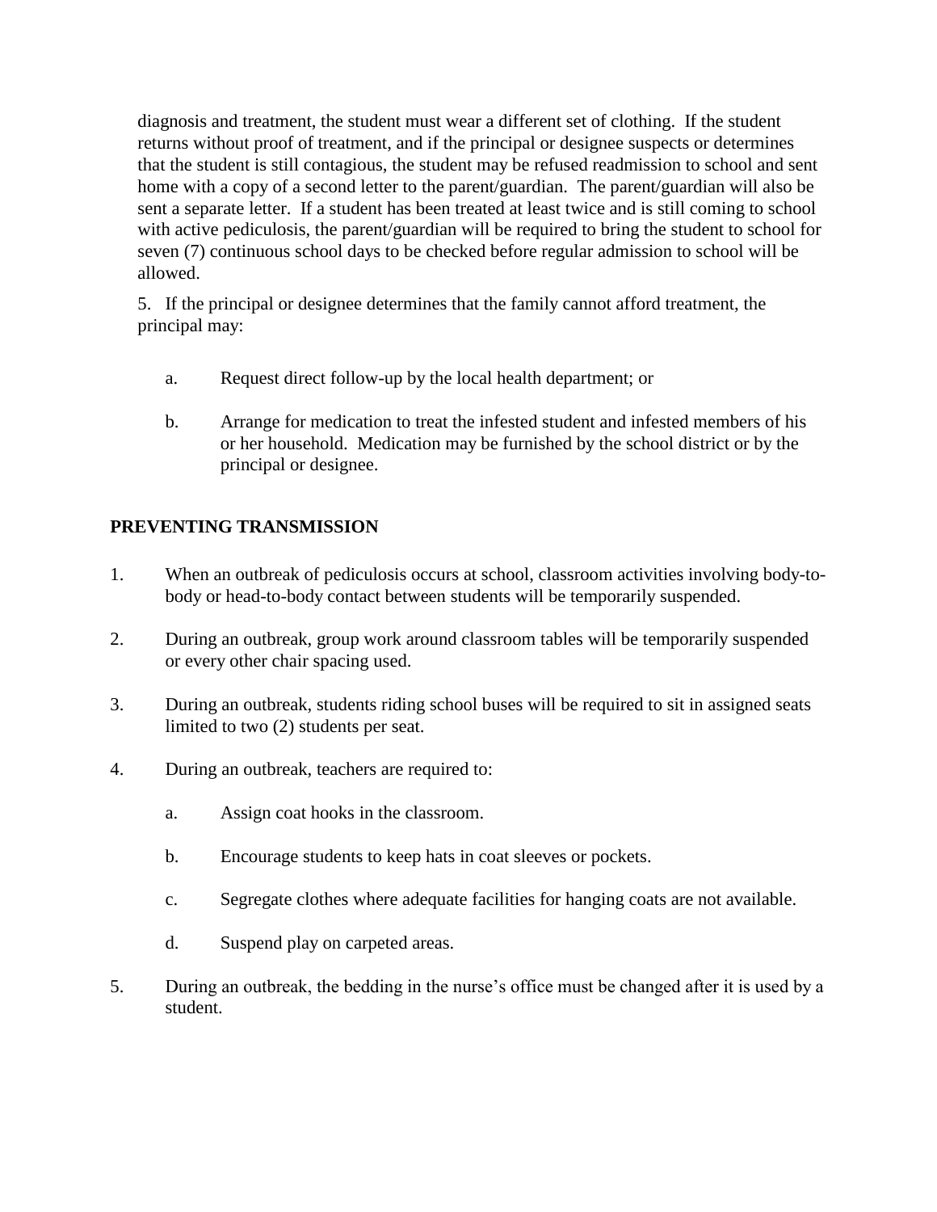diagnosis and treatment, the student must wear a different set of clothing. If the student returns without proof of treatment, and if the principal or designee suspects or determines that the student is still contagious, the student may be refused readmission to school and sent home with a copy of a second letter to the parent/guardian. The parent/guardian will also be sent a separate letter. If a student has been treated at least twice and is still coming to school with active pediculosis, the parent/guardian will be required to bring the student to school for seven (7) continuous school days to be checked before regular admission to school will be allowed.

5. If the principal or designee determines that the family cannot afford treatment, the principal may:

   a. Request direct follow-up by the local health department; or

   b. Arrange for medication to treat the infested student and infested members of his or her household. Medication may be furnished by the school district or by the principal or designee.

## PREVENTING TRANSMISSION

1. When an outbreak of pediculosis occurs at school, classroom activities involving body-to-body or head-to-body contact between students will be temporarily suspended.

2. During an outbreak, group work around classroom tables will be temporarily suspended or every other chair spacing used.

3. During an outbreak, students riding school buses will be required to sit in assigned seats limited to two (2) students per seat.

4. During an outbreak, teachers are required to:

   a. Assign coat hooks in the classroom.

   b. Encourage students to keep hats in coat sleeves or pockets.

   c. Segregate clothes where adequate facilities for hanging coats are not available.

   d. Suspend play on carpeted areas.

5. During an outbreak, the bedding in the nurse's office must be changed after it is used by a student.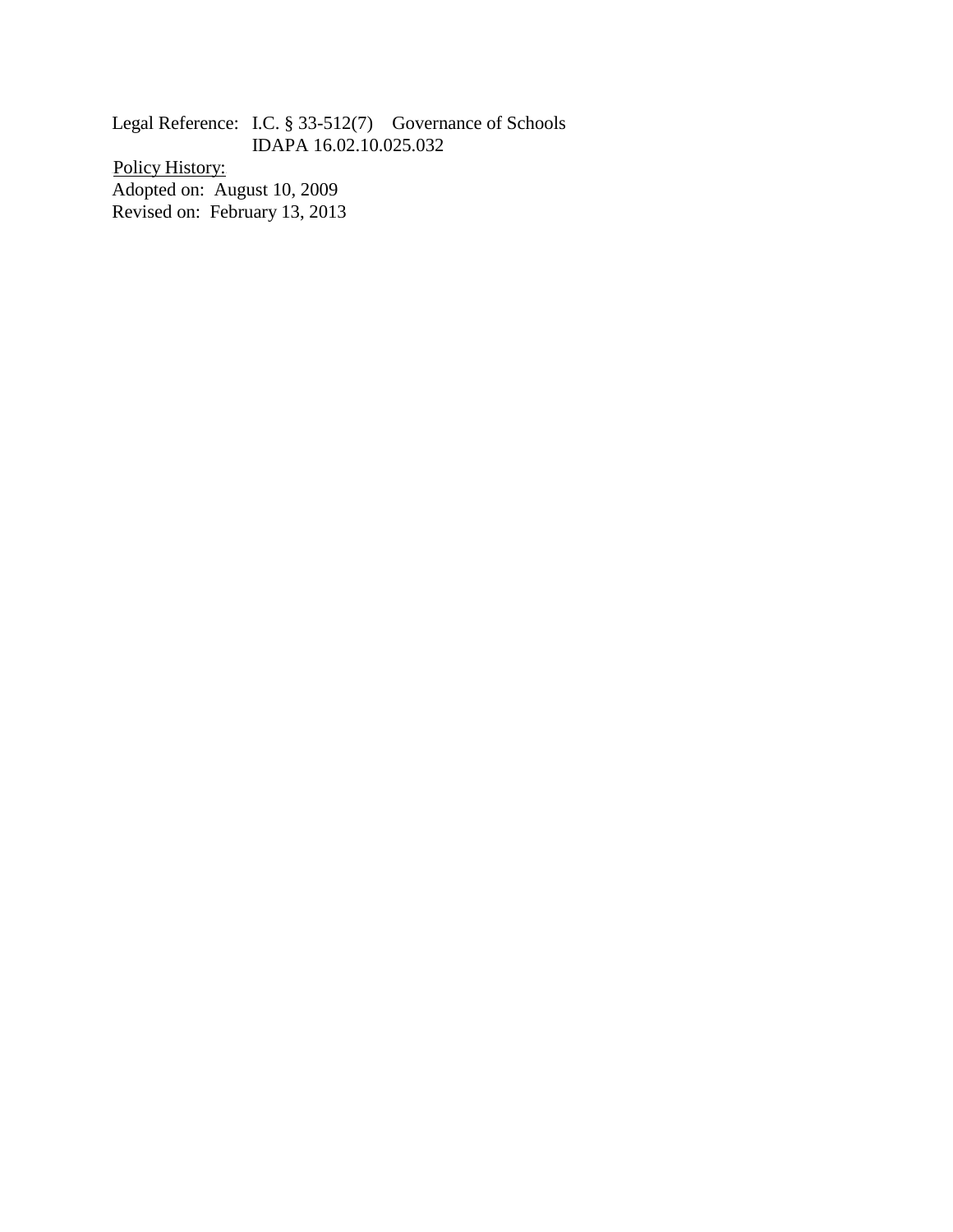Legal Reference: I.C. § 33-512(7) Governance of Schools
IDAPA 16.02.10.025.032

Policy History:
Adopted on: August 10, 2009
Revised on: February 13, 2013